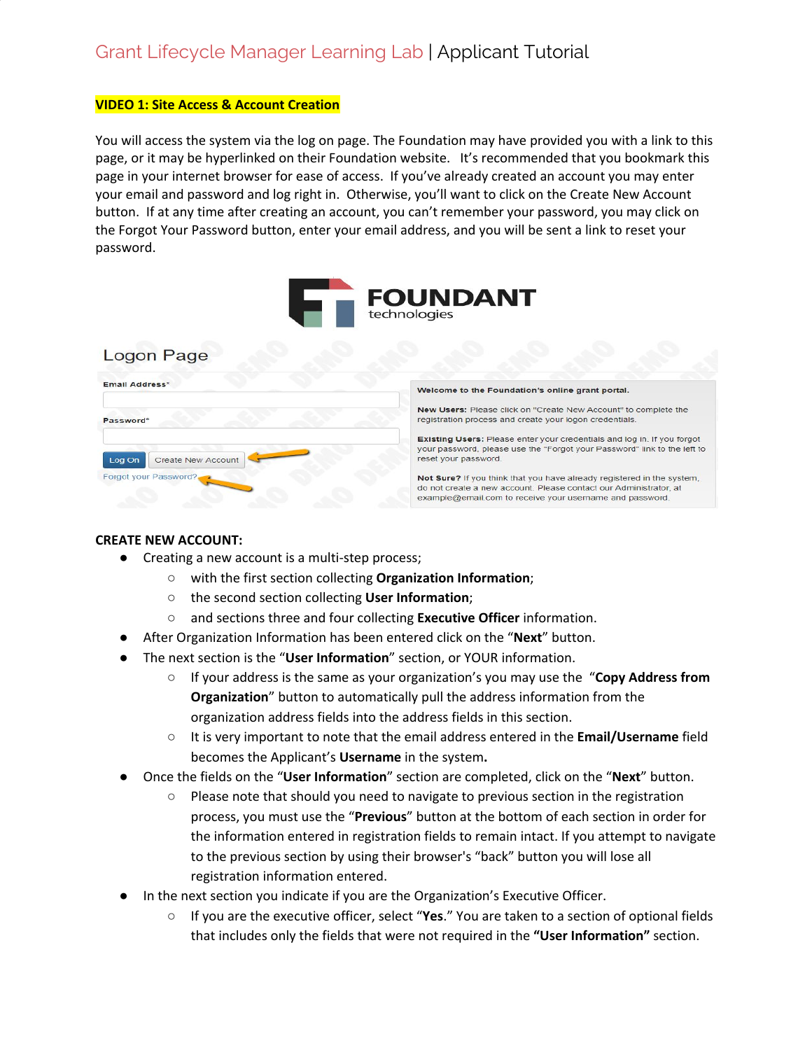# Grant Lifecycle Manager Learning Lab | Applicant Tutorial

**VIDEO 1: Site Access & Account Creation**

You will access the system via the log on page. The Foundation may have provided you with a link to this page, or it may be hyperlinked on their Foundation website. It's recommended that you bookmark this page in your internet browser for ease of access. If you've already created an account you may enter your email and password and log right in. Otherwise, you'll want to click on the Create New Account button. If at any time after creating an account, you can't remember your password, you may click on the Forgot Your Password button, enter your email address, and you will be sent a link to reset your password.

**CREATE NEW ACCOUNT:**

- Creating a new account is a multi-step process;
  - with the first section collecting **Organization Information**;
  - the second section collecting **User Information**;
  - and sections three and four collecting **Executive Officer** information.
- After Organization Information has been entered click on the "**Next**" button.
- The next section is the "**User Information**" section, or YOUR information.
  - If your address is the same as your organization's you may use the "**Copy Address from Organization**" button to automatically pull the address information from the organization address fields into the address fields in this section.
  - It is very important to note that the email address entered in the **Email/Username** field becomes the Applicant's **Username** in the system**.**
- Once the fields on the "**User Information**" section are completed, click on the "**Next**" button.
  - Please note that should you need to navigate to previous section in the registration process, you must use the "**Previous**" button at the bottom of each section in order for the information entered in registration fields to remain intact. If you attempt to navigate to the previous section by using their browser's "back" button you will lose all registration information entered.
- In the next section you indicate if you are the Organization's Executive Officer.
  - If you are the executive officer, select "**Yes**." You are taken to a section of optional fields that includes only the fields that were not required in the **"User Information"** section.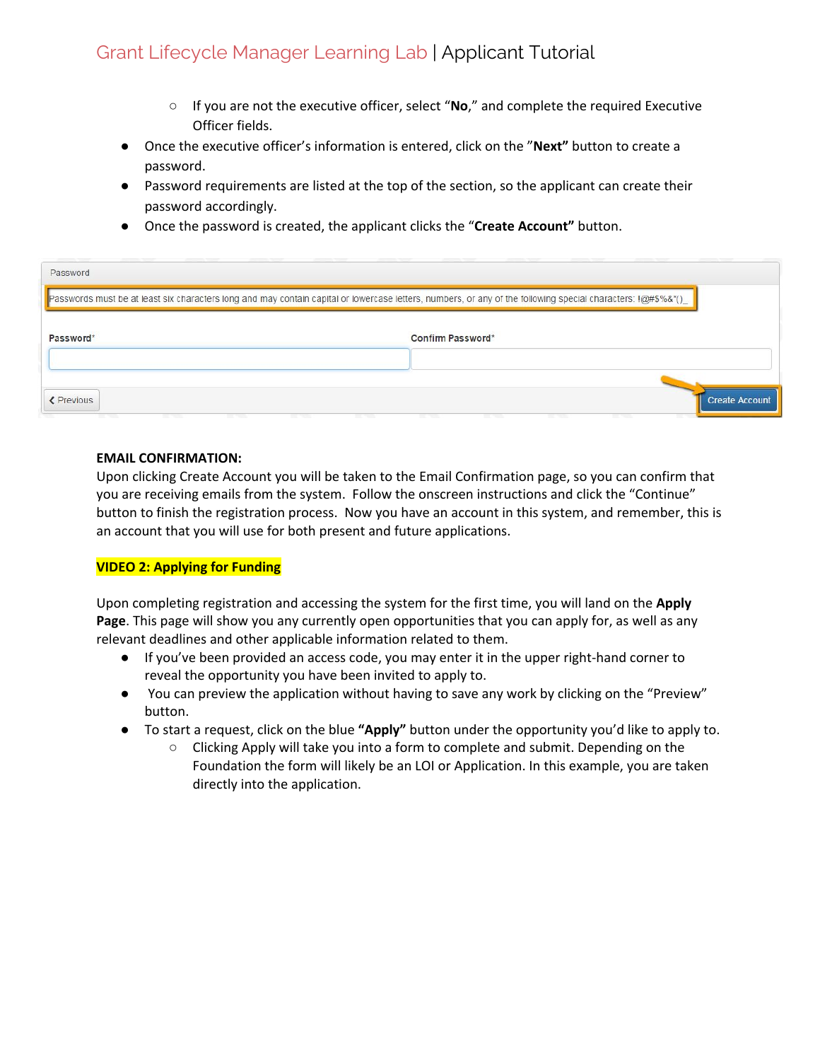- If you are not the executive officer, select "**No**," and complete the required Executive Officer fields.
- Once the executive officer's information is entered, click on the "**Next"** button to create a password.
- Password requirements are listed at the top of the section, so the applicant can create their password accordingly.
- Once the password is created, the applicant clicks the "**Create Account"** button.

**EMAIL CONFIRMATION:**
Upon clicking Create Account you will be taken to the Email Confirmation page, so you can confirm that you are receiving emails from the system. Follow the onscreen instructions and click the "Continue" button to finish the registration process. Now you have an account in this system, and remember, this is an account that you will use for both present and future applications.

**VIDEO 2: Applying for Funding**

Upon completing registration and accessing the system for the first time, you will land on the **Apply Page**. This page will show you any currently open opportunities that you can apply for, as well as any relevant deadlines and other applicable information related to them.

- If you've been provided an access code, you may enter it in the upper right-hand corner to reveal the opportunity you have been invited to apply to.
- You can preview the application without having to save any work by clicking on the "Preview" button.
- To start a request, click on the blue **"Apply"** button under the opportunity you'd like to apply to.
  - Clicking Apply will take you into a form to complete and submit. Depending on the Foundation the form will likely be an LOI or Application. In this example, you are taken directly into the application.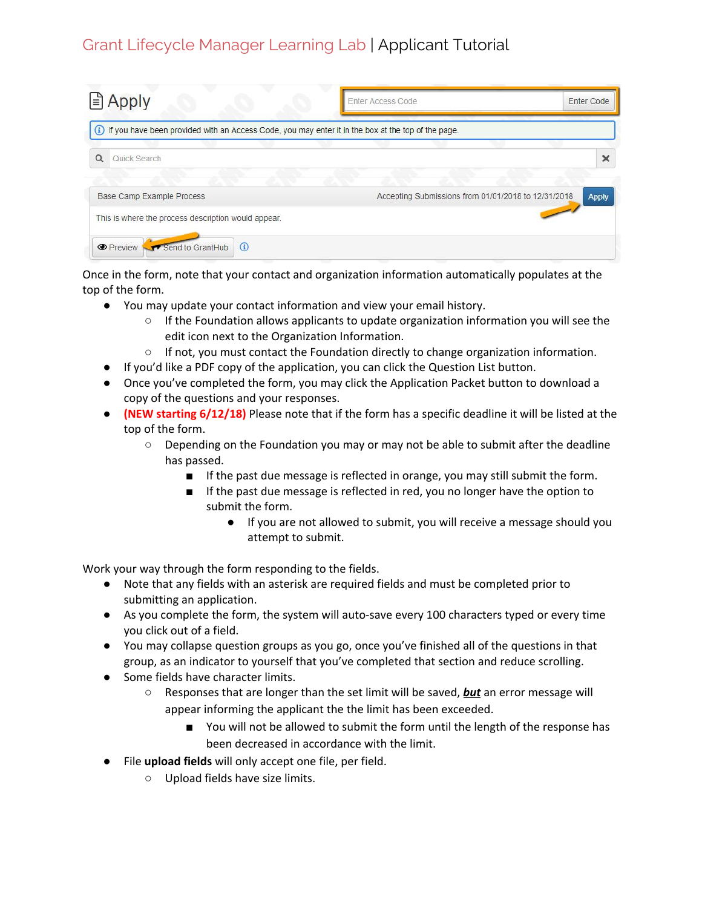Once in the form, note that your contact and organization information automatically populates at the top of the form.

- You may update your contact information and view your email history.
  - If the Foundation allows applicants to update organization information you will see the edit icon next to the Organization Information.
  - If not, you must contact the Foundation directly to change organization information.
- If you'd like a PDF copy of the application, you can click the Question List button.
- Once you've completed the form, you may click the Application Packet button to download a copy of the questions and your responses.
- **(NEW starting 6/12/18)** Please note that if the form has a specific deadline it will be listed at the top of the form.
  - Depending on the Foundation you may or may not be able to submit after the deadline has passed.
    - If the past due message is reflected in orange, you may still submit the form.
    - If the past due message is reflected in red, you no longer have the option to submit the form.
      - If you are not allowed to submit, you will receive a message should you attempt to submit.

Work your way through the form responding to the fields.

- Note that any fields with an asterisk are required fields and must be completed prior to submitting an application.
- As you complete the form, the system will auto-save every 100 characters typed or every time you click out of a field.
- You may collapse question groups as you go, once you've finished all of the questions in that group, as an indicator to yourself that you've completed that section and reduce scrolling.
- Some fields have character limits.
  - Responses that are longer than the set limit will be saved, ***but*** an error message will appear informing the applicant the the limit has been exceeded.
    - You will not be allowed to submit the form until the length of the response has been decreased in accordance with the limit.
- File **upload fields** will only accept one file, per field.
  - Upload fields have size limits.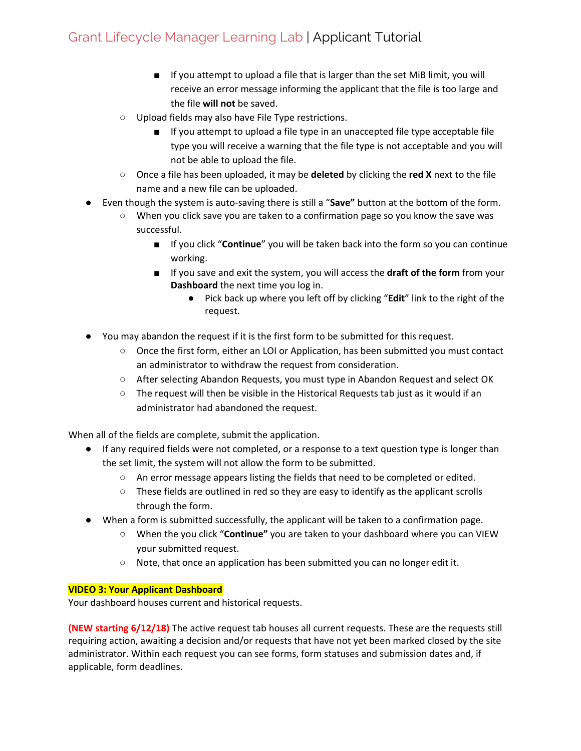- If you attempt to upload a file that is larger than the set MiB limit, you will receive an error message informing the applicant that the file is too large and the file **will not** be saved.
  - Upload fields may also have File Type restrictions.
    - If you attempt to upload a file type in an unaccepted file type acceptable file type you will receive a warning that the file type is not acceptable and you will not be able to upload the file.
  - Once a file has been uploaded, it may be **deleted** by clicking the **red X** next to the file name and a new file can be uploaded.
- Even though the system is auto-saving there is still a "**Save"** button at the bottom of the form.
  - When you click save you are taken to a confirmation page so you know the save was successful.
    - If you click "**Continue**" you will be taken back into the form so you can continue working.
    - If you save and exit the system, you will access the **draft of the form** from your **Dashboard** the next time you log in.
      - Pick back up where you left off by clicking "**Edit**" link to the right of the request.

- You may abandon the request if it is the first form to be submitted for this request.
  - Once the first form, either an LOI or Application, has been submitted you must contact an administrator to withdraw the request from consideration.
  - After selecting Abandon Requests, you must type in Abandon Request and select OK
  - The request will then be visible in the Historical Requests tab just as it would if an administrator had abandoned the request.

When all of the fields are complete, submit the application.

- If any required fields were not completed, or a response to a text question type is longer than the set limit, the system will not allow the form to be submitted.
  - An error message appears listing the fields that need to be completed or edited.
  - These fields are outlined in red so they are easy to identify as the applicant scrolls through the form.
- When a form is submitted successfully, the applicant will be taken to a confirmation page.
  - When the you click "**Continue"** you are taken to your dashboard where you can VIEW your submitted request.
  - Note, that once an application has been submitted you can no longer edit it.

**VIDEO 3: Your Applicant Dashboard**

Your dashboard houses current and historical requests.

**(NEW starting 6/12/18)** The active request tab houses all current requests. These are the requests still requiring action, awaiting a decision and/or requests that have not yet been marked closed by the site administrator. Within each request you can see forms, form statuses and submission dates and, if applicable, form deadlines.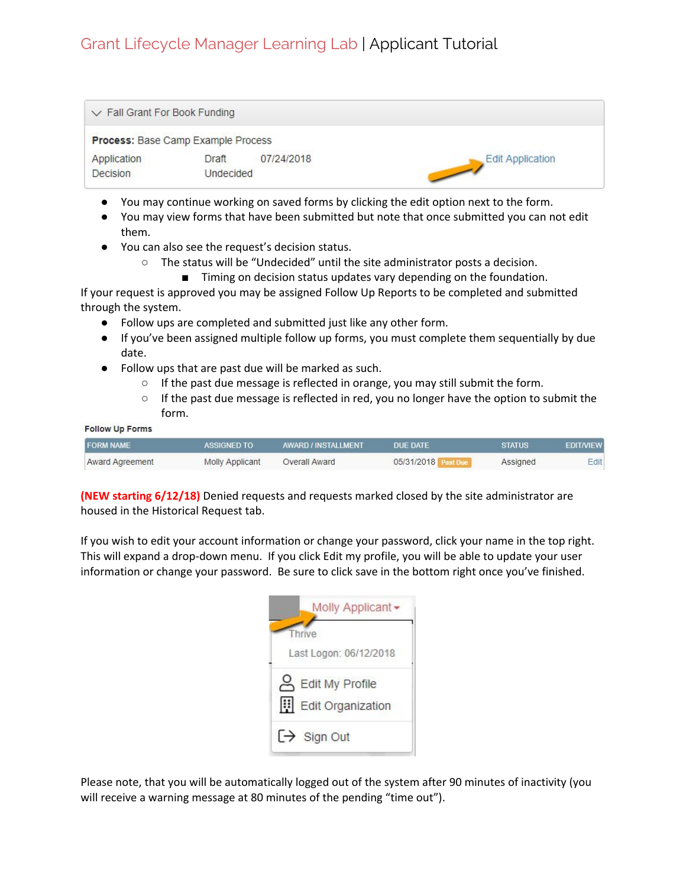Fall Grant For Book Funding

**Process:** Base Camp Example Process

Application Draft 07/24/2018 Edit Application

Decision Undecided

- You may continue working on saved forms by clicking the edit option next to the form.
- You may view forms that have been submitted but note that once submitted you can not edit them.
- You can also see the request's decision status.
  - The status will be "Undecided" until the site administrator posts a decision.
    - Timing on decision status updates vary depending on the foundation.

If your request is approved you may be assigned Follow Up Reports to be completed and submitted through the system.

- Follow ups are completed and submitted just like any other form.
- If you've been assigned multiple follow up forms, you must complete them sequentially by due date.
- Follow ups that are past due will be marked as such.
  - If the past due message is reflected in orange, you may still submit the form.
  - If the past due message is reflected in red, you no longer have the option to submit the form.

**Follow Up Forms**

| FORM NAME | ASSIGNED TO | AWARD / INSTALLMENT | DUE DATE | STATUS | EDIT/VIEW |
|---|---|---|---|---|---|
| Award Agreement | Molly Applicant | Overall Award | 05/31/2018 Past Due | Assigned | Edit |

**(NEW starting 6/12/18)** Denied requests and requests marked closed by the site administrator are housed in the Historical Request tab.

If you wish to edit your account information or change your password, click your name in the top right. This will expand a drop-down menu. If you click Edit my profile, you will be able to update your user information or change your password. Be sure to click save in the bottom right once you've finished.

Molly Applicant

Thrive

Last Logon: 06/12/2018

Edit My Profile

Edit Organization

Sign Out

Please note, that you will be automatically logged out of the system after 90 minutes of inactivity (you will receive a warning message at 80 minutes of the pending "time out").